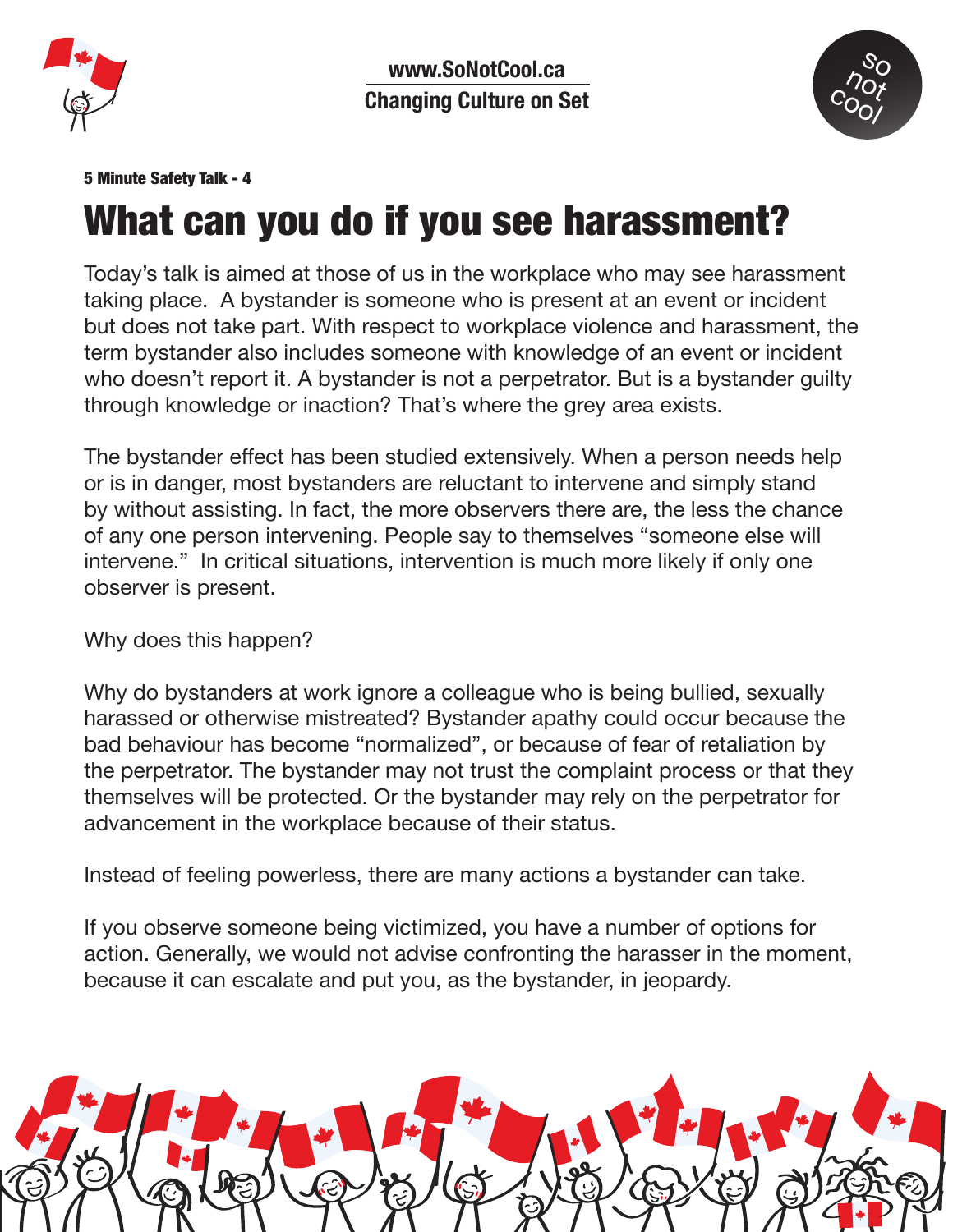www.SoNotCool.ca

Changing Culture on Set

**5 Minute Safety Talk - 4**

# What can you do if you see harassment?

Today's talk is aimed at those of us in the workplace who may see harassment taking place. A bystander is someone who is present at an event or incident but does not take part. With respect to workplace violence and harassment, the term bystander also includes someone with knowledge of an event or incident who doesn't report it. A bystander is not a perpetrator. But is a bystander guilty through knowledge or inaction? That's where the grey area exists.

The bystander effect has been studied extensively. When a person needs help or is in danger, most bystanders are reluctant to intervene and simply stand by without assisting. In fact, the more observers there are, the less the chance of any one person intervening. People say to themselves "someone else will intervene." In critical situations, intervention is much more likely if only one observer is present.

Why does this happen?

Why do bystanders at work ignore a colleague who is being bullied, sexually harassed or otherwise mistreated? Bystander apathy could occur because the bad behaviour has become "normalized", or because of fear of retaliation by the perpetrator. The bystander may not trust the complaint process or that they themselves will be protected. Or the bystander may rely on the perpetrator for advancement in the workplace because of their status.

Instead of feeling powerless, there are many actions a bystander can take.

If you observe someone being victimized, you have a number of options for action. Generally, we would not advise confronting the harasser in the moment, because it can escalate and put you, as the bystander, in jeopardy.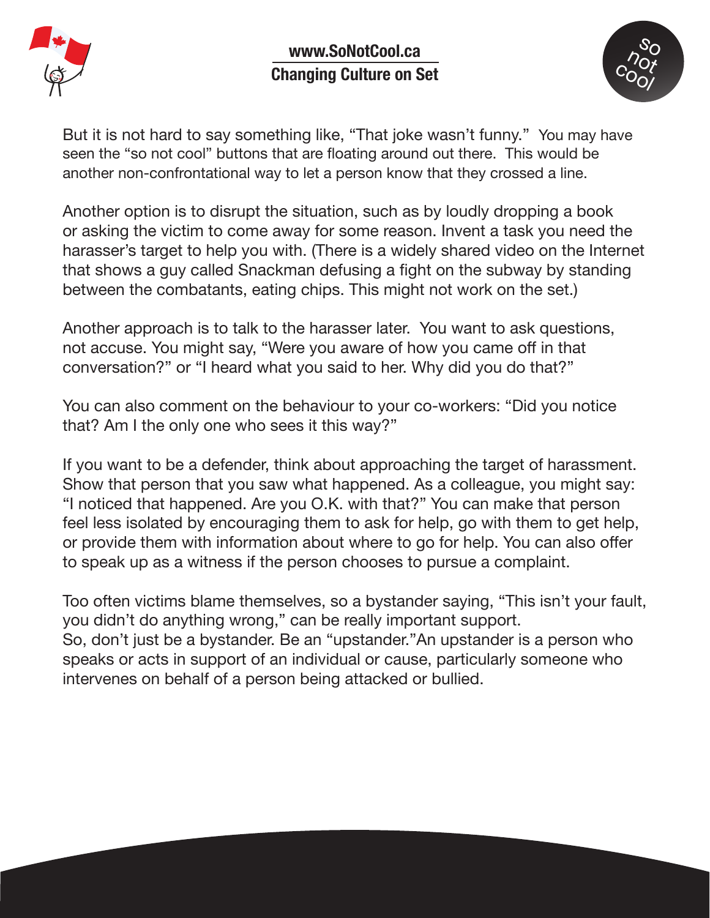But it is not hard to say something like, “That joke wasn’t funny.” You may have seen the “so not cool” buttons that are floating around out there. This would be another non-confrontational way to let a person know that they crossed a line.

Another option is to disrupt the situation, such as by loudly dropping a book or asking the victim to come away for some reason. Invent a task you need the harasser’s target to help you with. (There is a widely shared video on the Internet that shows a guy called Snackman defusing a fight on the subway by standing between the combatants, eating chips. This might not work on the set.)

Another approach is to talk to the harasser later. You want to ask questions, not accuse. You might say, “Were you aware of how you came off in that conversation?” or “I heard what you said to her. Why did you do that?”

You can also comment on the behaviour to your co-workers: “Did you notice that? Am I the only one who sees it this way?”

If you want to be a defender, think about approaching the target of harassment. Show that person that you saw what happened. As a colleague, you might say: “I noticed that happened. Are you O.K. with that?” You can make that person feel less isolated by encouraging them to ask for help, go with them to get help, or provide them with information about where to go for help. You can also offer to speak up as a witness if the person chooses to pursue a complaint.

Too often victims blame themselves, so a bystander saying, “This isn’t your fault, you didn’t do anything wrong,” can be really important support.
So, don’t just be a bystander. Be an “upstander.”An upstander is a person who speaks or acts in support of an individual or cause, particularly someone who intervenes on behalf of a person being attacked or bullied.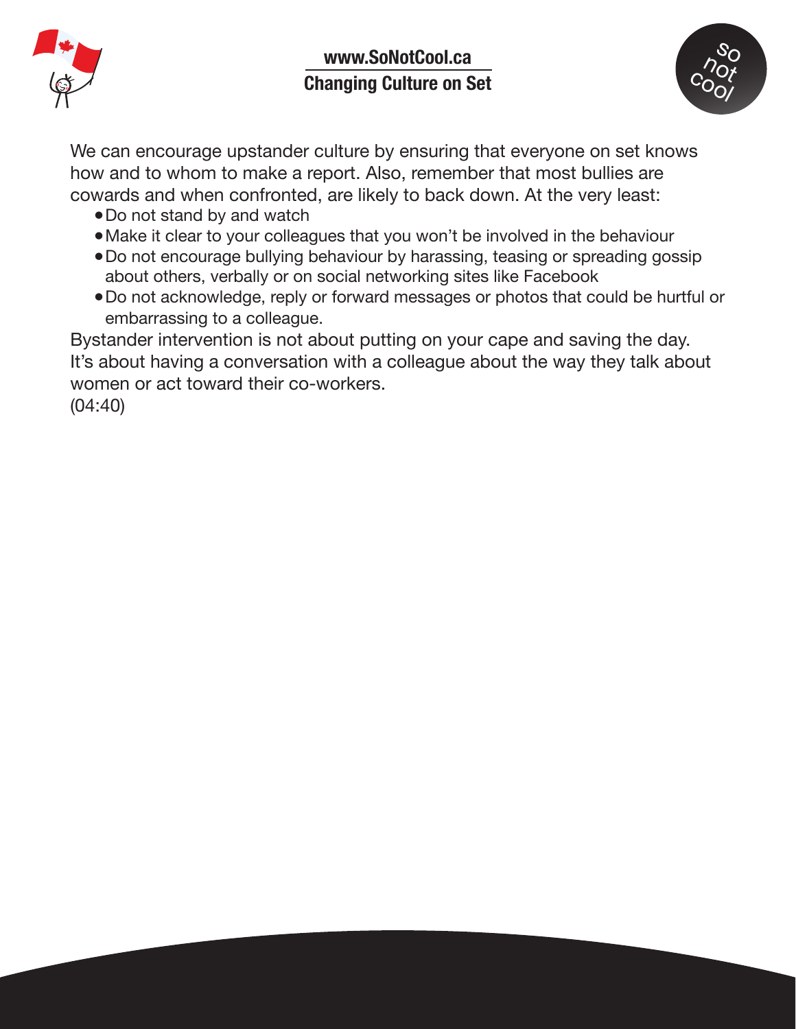We can encourage upstander culture by ensuring that everyone on set knows how and to whom to make a report. Also, remember that most bullies are cowards and when confronted, are likely to back down. At the very least:

- Do not stand by and watch
- Make it clear to your colleagues that you won't be involved in the behaviour
- Do not encourage bullying behaviour by harassing, teasing or spreading gossip about others, verbally or on social networking sites like Facebook
- Do not acknowledge, reply or forward messages or photos that could be hurtful or embarrassing to a colleague.

Bystander intervention is not about putting on your cape and saving the day. It's about having a conversation with a colleague about the way they talk about women or act toward their co-workers.
(04:40)